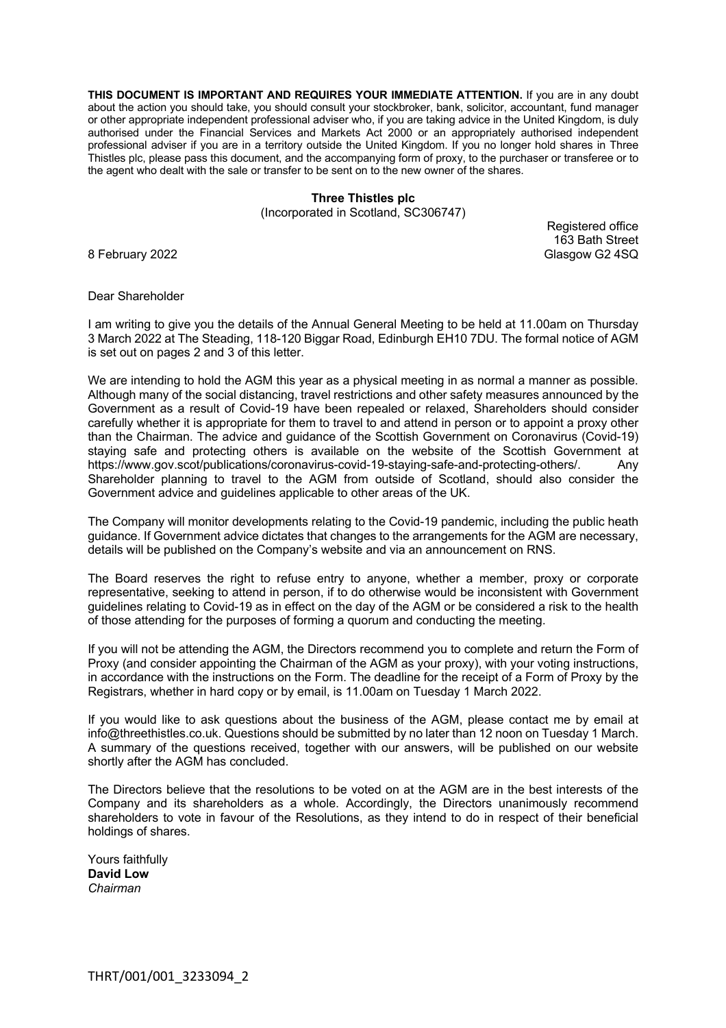**THIS DOCUMENT IS IMPORTANT AND REQUIRES YOUR IMMEDIATE ATTENTION.** If you are in any doubt about the action you should take, you should consult your stockbroker, bank, solicitor, accountant, fund manager or other appropriate independent professional adviser who, if you are taking advice in the United Kingdom, is duly authorised under the Financial Services and Markets Act 2000 or an appropriately authorised independent professional adviser if you are in a territory outside the United Kingdom. If you no longer hold shares in Three Thistles plc, please pass this document, and the accompanying form of proxy, to the purchaser or transferee or to the agent who dealt with the sale or transfer to be sent on to the new owner of the shares.

**Three Thistles plc**
(Incorporated in Scotland, SC306747)

Registered office
163 Bath Street
Glasgow G2 4SQ

8 February 2022

Dear Shareholder

I am writing to give you the details of the Annual General Meeting to be held at 11.00am on Thursday 3 March 2022 at The Steading, 118-120 Biggar Road, Edinburgh EH10 7DU. The formal notice of AGM is set out on pages 2 and 3 of this letter.

We are intending to hold the AGM this year as a physical meeting in as normal a manner as possible. Although many of the social distancing, travel restrictions and other safety measures announced by the Government as a result of Covid-19 have been repealed or relaxed, Shareholders should consider carefully whether it is appropriate for them to travel to and attend in person or to appoint a proxy other than the Chairman. The advice and guidance of the Scottish Government on Coronavirus (Covid-19) staying safe and protecting others is available on the website of the Scottish Government at https://www.gov.scot/publications/coronavirus-covid-19-staying-safe-and-protecting-others/. Any Shareholder planning to travel to the AGM from outside of Scotland, should also consider the Government advice and guidelines applicable to other areas of the UK.

The Company will monitor developments relating to the Covid-19 pandemic, including the public heath guidance. If Government advice dictates that changes to the arrangements for the AGM are necessary, details will be published on the Company's website and via an announcement on RNS.

The Board reserves the right to refuse entry to anyone, whether a member, proxy or corporate representative, seeking to attend in person, if to do otherwise would be inconsistent with Government guidelines relating to Covid-19 as in effect on the day of the AGM or be considered a risk to the health of those attending for the purposes of forming a quorum and conducting the meeting.

If you will not be attending the AGM, the Directors recommend you to complete and return the Form of Proxy (and consider appointing the Chairman of the AGM as your proxy), with your voting instructions, in accordance with the instructions on the Form. The deadline for the receipt of a Form of Proxy by the Registrars, whether in hard copy or by email, is 11.00am on Tuesday 1 March 2022.

If you would like to ask questions about the business of the AGM, please contact me by email at info@threethistles.co.uk. Questions should be submitted by no later than 12 noon on Tuesday 1 March. A summary of the questions received, together with our answers, will be published on our website shortly after the AGM has concluded.

The Directors believe that the resolutions to be voted on at the AGM are in the best interests of the Company and its shareholders as a whole. Accordingly, the Directors unanimously recommend shareholders to vote in favour of the Resolutions, as they intend to do in respect of their beneficial holdings of shares.

Yours faithfully
**David Low**
*Chairman*

THRT/001/001_3233094_2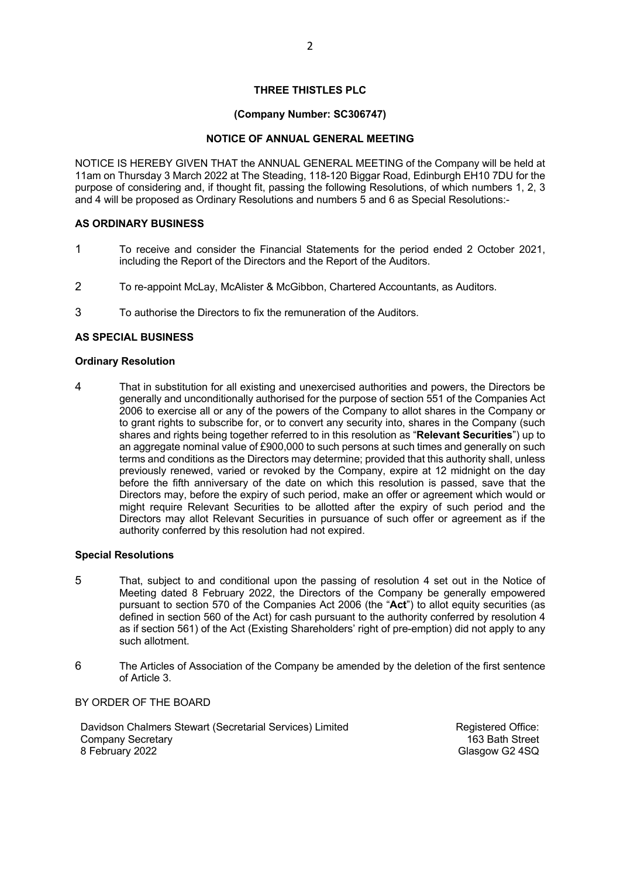# THREE THISTLES PLC

**(Company Number: SC306747)**

## NOTICE OF ANNUAL GENERAL MEETING

NOTICE IS HEREBY GIVEN THAT the ANNUAL GENERAL MEETING of the Company will be held at 11am on Thursday 3 March 2022 at The Steading, 118-120 Biggar Road, Edinburgh EH10 7DU for the purpose of considering and, if thought fit, passing the following Resolutions, of which numbers 1, 2, 3 and 4 will be proposed as Ordinary Resolutions and numbers 5 and 6 as Special Resolutions:-

### AS ORDINARY BUSINESS

1. To receive and consider the Financial Statements for the period ended 2 October 2021, including the Report of the Directors and the Report of the Auditors.

2. To re-appoint McLay, McAlister & McGibbon, Chartered Accountants, as Auditors.

3. To authorise the Directors to fix the remuneration of the Auditors.

### AS SPECIAL BUSINESS

**Ordinary Resolution**

4. That in substitution for all existing and unexercised authorities and powers, the Directors be generally and unconditionally authorised for the purpose of section 551 of the Companies Act 2006 to exercise all or any of the powers of the Company to allot shares in the Company or to grant rights to subscribe for, or to convert any security into, shares in the Company (such shares and rights being together referred to in this resolution as "**Relevant Securities**") up to an aggregate nominal value of £900,000 to such persons at such times and generally on such terms and conditions as the Directors may determine; provided that this authority shall, unless previously renewed, varied or revoked by the Company, expire at 12 midnight on the day before the fifth anniversary of the date on which this resolution is passed, save that the Directors may, before the expiry of such period, make an offer or agreement which would or might require Relevant Securities to be allotted after the expiry of such period and the Directors may allot Relevant Securities in pursuance of such offer or agreement as if the authority conferred by this resolution had not expired.

**Special Resolutions**

5. That, subject to and conditional upon the passing of resolution 4 set out in the Notice of Meeting dated 8 February 2022, the Directors of the Company be generally empowered pursuant to section 570 of the Companies Act 2006 (the "**Act**") to allot equity securities (as defined in section 560 of the Act) for cash pursuant to the authority conferred by resolution 4 as if section 561) of the Act (Existing Shareholders' right of pre-emption) did not apply to any such allotment.

6. The Articles of Association of the Company be amended by the deletion of the first sentence of Article 3.

BY ORDER OF THE BOARD

Davidson Chalmers Stewart (Secretarial Services) Limited
Company Secretary
8 February 2022

Registered Office:
163 Bath Street
Glasgow G2 4SQ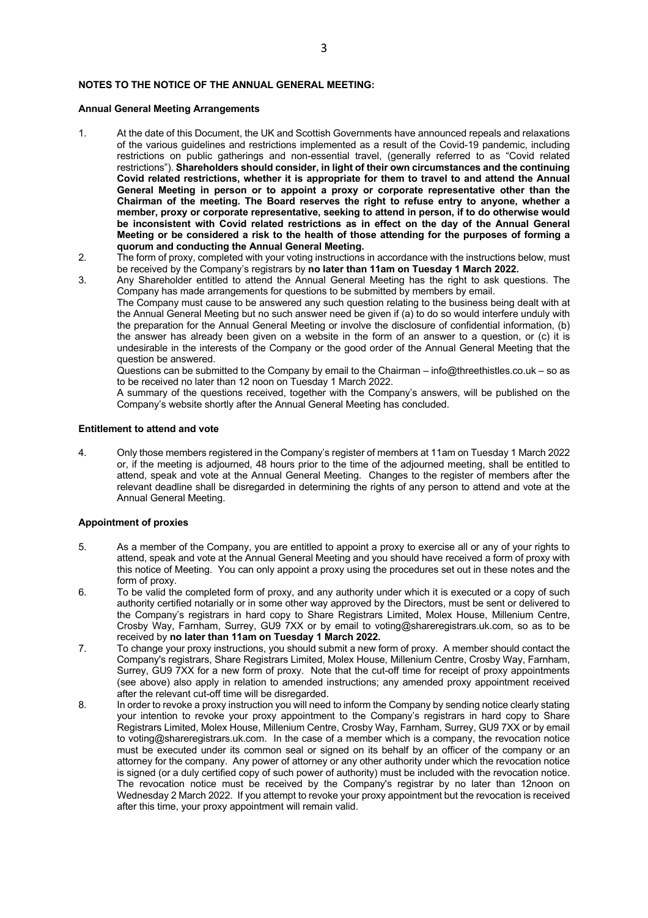**NOTES TO THE NOTICE OF THE ANNUAL GENERAL MEETING:**

**Annual General Meeting Arrangements**

1. At the date of this Document, the UK and Scottish Governments have announced repeals and relaxations of the various guidelines and restrictions implemented as a result of the Covid-19 pandemic, including restrictions on public gatherings and non-essential travel, (generally referred to as "Covid related restrictions"). **Shareholders should consider, in light of their own circumstances and the continuing Covid related restrictions, whether it is appropriate for them to travel to and attend the Annual General Meeting in person or to appoint a proxy or corporate representative other than the Chairman of the meeting. The Board reserves the right to refuse entry to anyone, whether a member, proxy or corporate representative, seeking to attend in person, if to do otherwise would be inconsistent with Covid related restrictions as in effect on the day of the Annual General Meeting or be considered a risk to the health of those attending for the purposes of forming a quorum and conducting the Annual General Meeting.**
2. The form of proxy, completed with your voting instructions in accordance with the instructions below, must be received by the Company's registrars by **no later than 11am on Tuesday 1 March 2022.**
3. Any Shareholder entitled to attend the Annual General Meeting has the right to ask questions. The Company has made arrangements for questions to be submitted by members by email.

   The Company must cause to be answered any such question relating to the business being dealt with at the Annual General Meeting but no such answer need be given if (a) to do so would interfere unduly with the preparation for the Annual General Meeting or involve the disclosure of confidential information, (b) the answer has already been given on a website in the form of an answer to a question, or (c) it is undesirable in the interests of the Company or the good order of the Annual General Meeting that the question be answered.

   Questions can be submitted to the Company by email to the Chairman – info@threethistles.co.uk – so as to be received no later than 12 noon on Tuesday 1 March 2022.

   A summary of the questions received, together with the Company's answers, will be published on the Company's website shortly after the Annual General Meeting has concluded.

**Entitlement to attend and vote**

4. Only those members registered in the Company's register of members at 11am on Tuesday 1 March 2022 or, if the meeting is adjourned, 48 hours prior to the time of the adjourned meeting, shall be entitled to attend, speak and vote at the Annual General Meeting. Changes to the register of members after the relevant deadline shall be disregarded in determining the rights of any person to attend and vote at the Annual General Meeting.

**Appointment of proxies**

5. As a member of the Company, you are entitled to appoint a proxy to exercise all or any of your rights to attend, speak and vote at the Annual General Meeting and you should have received a form of proxy with this notice of Meeting. You can only appoint a proxy using the procedures set out in these notes and the form of proxy.
6. To be valid the completed form of proxy, and any authority under which it is executed or a copy of such authority certified notarially or in some other way approved by the Directors, must be sent or delivered to the Company's registrars in hard copy to Share Registrars Limited, Molex House, Millenium Centre, Crosby Way, Farnham, Surrey, GU9 7XX or by email to voting@shareregistrars.uk.com, so as to be received by **no later than 11am on Tuesday 1 March 2022.**
7. To change your proxy instructions, you should submit a new form of proxy. A member should contact the Company's registrars, Share Registrars Limited, Molex House, Millenium Centre, Crosby Way, Farnham, Surrey, GU9 7XX for a new form of proxy. Note that the cut-off time for receipt of proxy appointments (see above) also apply in relation to amended instructions; any amended proxy appointment received after the relevant cut-off time will be disregarded.
8. In order to revoke a proxy instruction you will need to inform the Company by sending notice clearly stating your intention to revoke your proxy appointment to the Company's registrars in hard copy to Share Registrars Limited, Molex House, Millenium Centre, Crosby Way, Farnham, Surrey, GU9 7XX or by email to voting@shareregistrars.uk.com. In the case of a member which is a company, the revocation notice must be executed under its common seal or signed on its behalf by an officer of the company or an attorney for the company. Any power of attorney or any other authority under which the revocation notice is signed (or a duly certified copy of such power of authority) must be included with the revocation notice. The revocation notice must be received by the Company's registrar by no later than 12noon on Wednesday 2 March 2022. If you attempt to revoke your proxy appointment but the revocation is received after this time, your proxy appointment will remain valid.